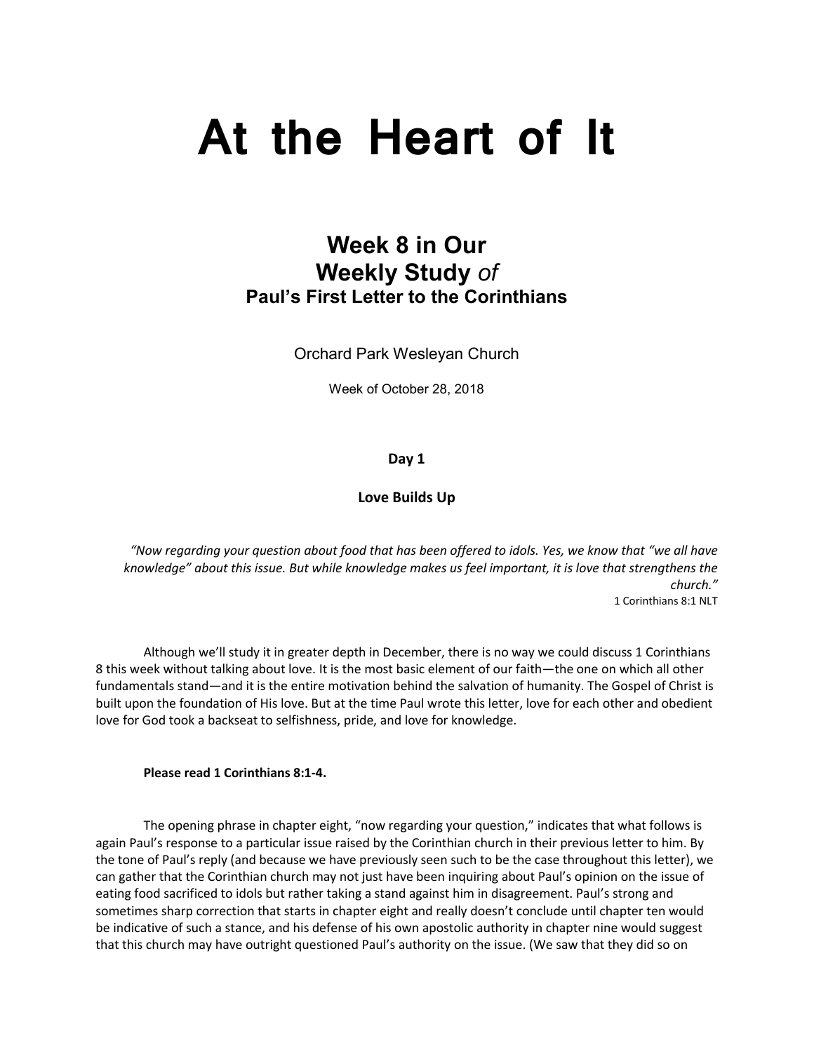# At the Heart of It

## Week 8 in Our Weekly Study *of*

### Paul's First Letter to the Corinthians

Orchard Park Wesleyan Church

Week of October 28, 2018

**Day 1**

**Love Builds Up**

*"Now regarding your question about food that has been offered to idols. Yes, we know that "we all have knowledge" about this issue. But while knowledge makes us feel important, it is love that strengthens the church."*
1 Corinthians 8:1 NLT

Although we'll study it in greater depth in December, there is no way we could discuss 1 Corinthians 8 this week without talking about love. It is the most basic element of our faith—the one on which all other fundamentals stand—and it is the entire motivation behind the salvation of humanity. The Gospel of Christ is built upon the foundation of His love. But at the time Paul wrote this letter, love for each other and obedient love for God took a backseat to selfishness, pride, and love for knowledge.

**Please read 1 Corinthians 8:1-4.**

The opening phrase in chapter eight, "now regarding your question," indicates that what follows is again Paul's response to a particular issue raised by the Corinthian church in their previous letter to him. By the tone of Paul's reply (and because we have previously seen such to be the case throughout this letter), we can gather that the Corinthian church may not just have been inquiring about Paul's opinion on the issue of eating food sacrificed to idols but rather taking a stand against him in disagreement. Paul's strong and sometimes sharp correction that starts in chapter eight and really doesn't conclude until chapter ten would be indicative of such a stance, and his defense of his own apostolic authority in chapter nine would suggest that this church may have outright questioned Paul's authority on the issue. (We saw that they did so on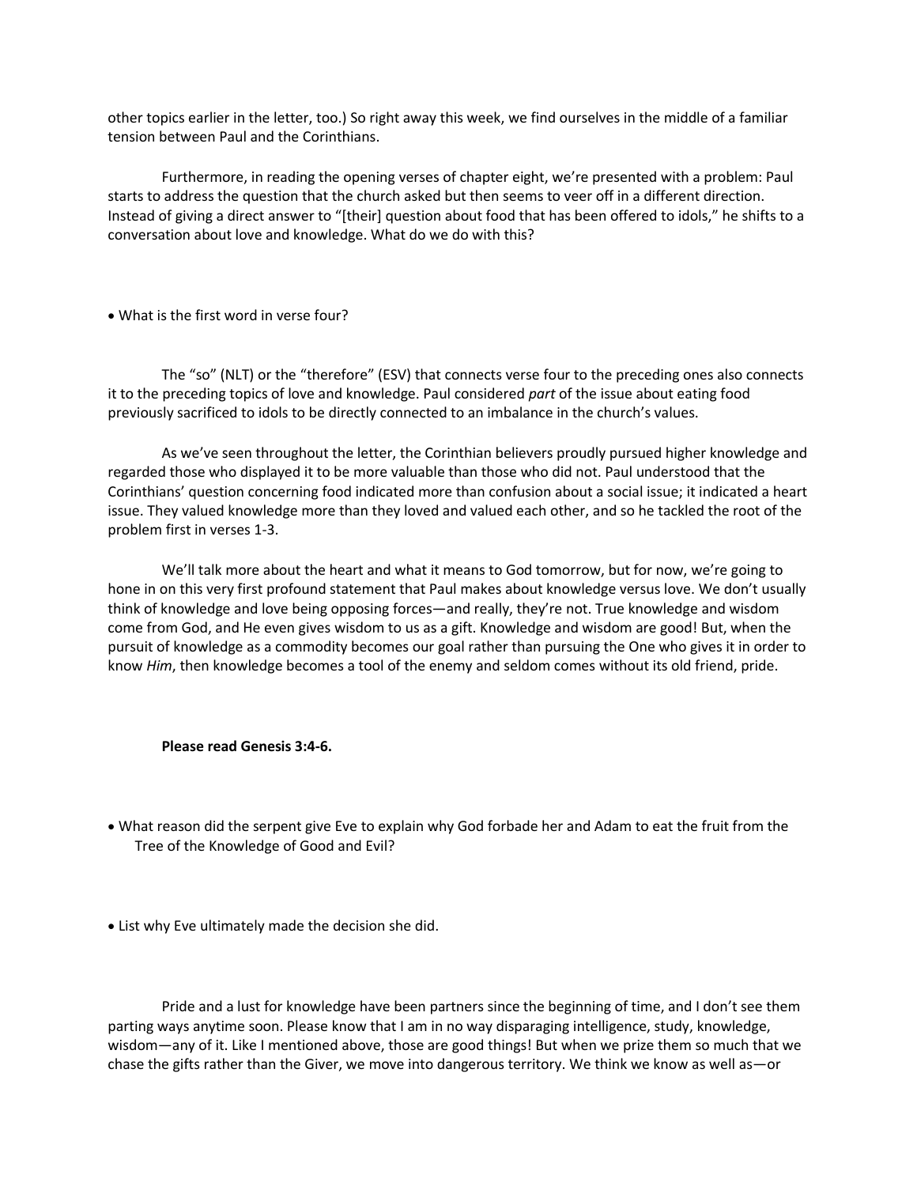other topics earlier in the letter, too.) So right away this week, we find ourselves in the middle of a familiar tension between Paul and the Corinthians.

Furthermore, in reading the opening verses of chapter eight, we're presented with a problem: Paul starts to address the question that the church asked but then seems to veer off in a different direction. Instead of giving a direct answer to "[their] question about food that has been offered to idols," he shifts to a conversation about love and knowledge. What do we do with this?

- What is the first word in verse four?

The "so" (NLT) or the "therefore" (ESV) that connects verse four to the preceding ones also connects it to the preceding topics of love and knowledge. Paul considered *part* of the issue about eating food previously sacrificed to idols to be directly connected to an imbalance in the church's values.

As we've seen throughout the letter, the Corinthian believers proudly pursued higher knowledge and regarded those who displayed it to be more valuable than those who did not. Paul understood that the Corinthians' question concerning food indicated more than confusion about a social issue; it indicated a heart issue. They valued knowledge more than they loved and valued each other, and so he tackled the root of the problem first in verses 1-3.

We'll talk more about the heart and what it means to God tomorrow, but for now, we're going to hone in on this very first profound statement that Paul makes about knowledge versus love. We don't usually think of knowledge and love being opposing forces—and really, they're not. True knowledge and wisdom come from God, and He even gives wisdom to us as a gift. Knowledge and wisdom are good! But, when the pursuit of knowledge as a commodity becomes our goal rather than pursuing the One who gives it in order to know *Him*, then knowledge becomes a tool of the enemy and seldom comes without its old friend, pride.

**Please read Genesis 3:4-6.**

- What reason did the serpent give Eve to explain why God forbade her and Adam to eat the fruit from the Tree of the Knowledge of Good and Evil?

- List why Eve ultimately made the decision she did.

Pride and a lust for knowledge have been partners since the beginning of time, and I don't see them parting ways anytime soon. Please know that I am in no way disparaging intelligence, study, knowledge, wisdom—any of it. Like I mentioned above, those are good things! But when we prize them so much that we chase the gifts rather than the Giver, we move into dangerous territory. We think we know as well as—or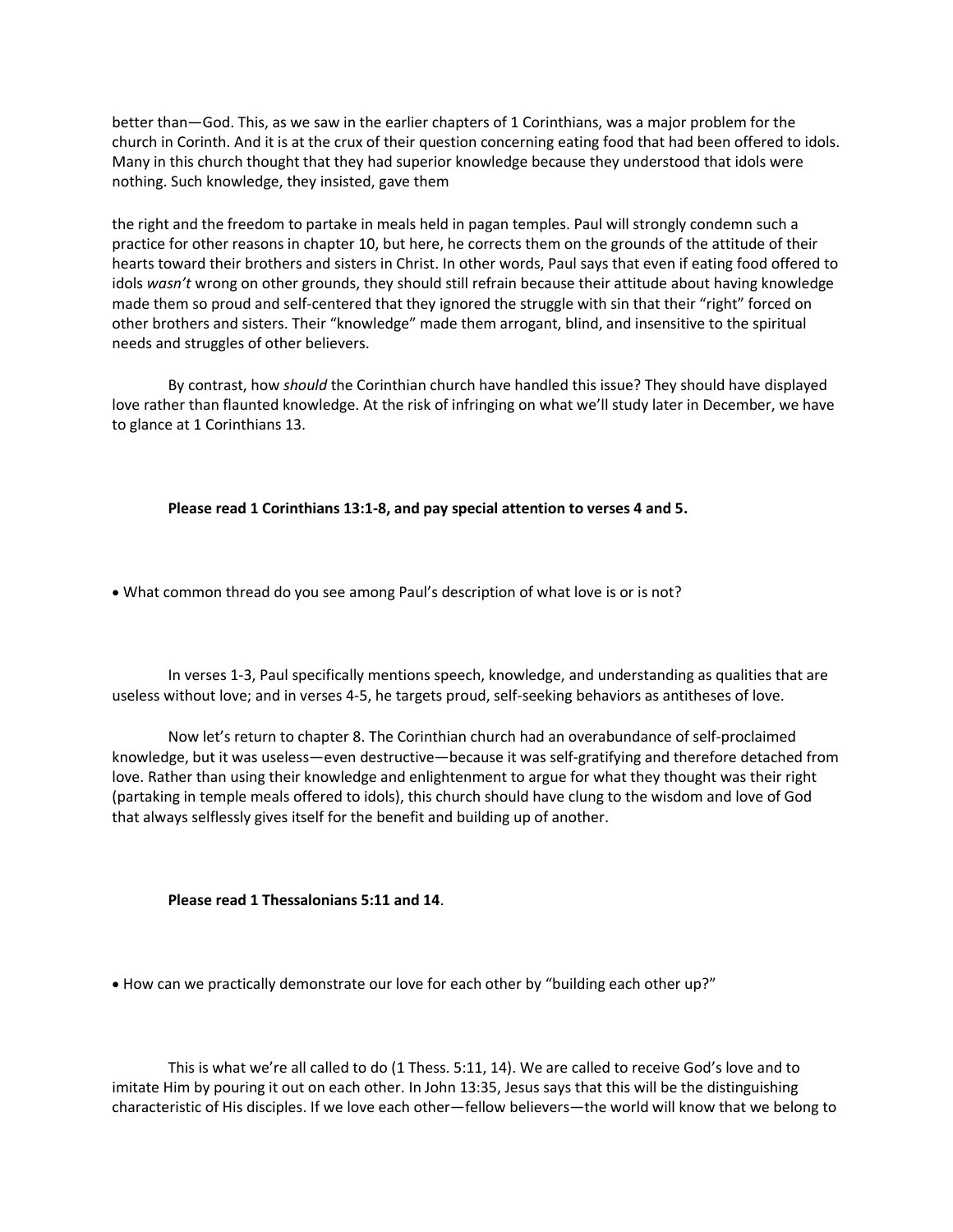better than—God. This, as we saw in the earlier chapters of 1 Corinthians, was a major problem for the church in Corinth. And it is at the crux of their question concerning eating food that had been offered to idols. Many in this church thought that they had superior knowledge because they understood that idols were nothing. Such knowledge, they insisted, gave them

the right and the freedom to partake in meals held in pagan temples. Paul will strongly condemn such a practice for other reasons in chapter 10, but here, he corrects them on the grounds of the attitude of their hearts toward their brothers and sisters in Christ. In other words, Paul says that even if eating food offered to idols *wasn't* wrong on other grounds, they should still refrain because their attitude about having knowledge made them so proud and self-centered that they ignored the struggle with sin that their "right" forced on other brothers and sisters. Their "knowledge" made them arrogant, blind, and insensitive to the spiritual needs and struggles of other believers.

By contrast, how *should* the Corinthian church have handled this issue? They should have displayed love rather than flaunted knowledge. At the risk of infringing on what we'll study later in December, we have to glance at 1 Corinthians 13.

**Please read 1 Corinthians 13:1-8, and pay special attention to verses 4 and 5.**

- What common thread do you see among Paul's description of what love is or is not?

In verses 1-3, Paul specifically mentions speech, knowledge, and understanding as qualities that are useless without love; and in verses 4-5, he targets proud, self-seeking behaviors as antitheses of love.

Now let's return to chapter 8. The Corinthian church had an overabundance of self-proclaimed knowledge, but it was useless—even destructive—because it was self-gratifying and therefore detached from love. Rather than using their knowledge and enlightenment to argue for what they thought was their right (partaking in temple meals offered to idols), this church should have clung to the wisdom and love of God that always selflessly gives itself for the benefit and building up of another.

**Please read 1 Thessalonians 5:11 and 14**.

- How can we practically demonstrate our love for each other by "building each other up?"

This is what we're all called to do (1 Thess. 5:11, 14). We are called to receive God's love and to imitate Him by pouring it out on each other. In John 13:35, Jesus says that this will be the distinguishing characteristic of His disciples. If we love each other—fellow believers—the world will know that we belong to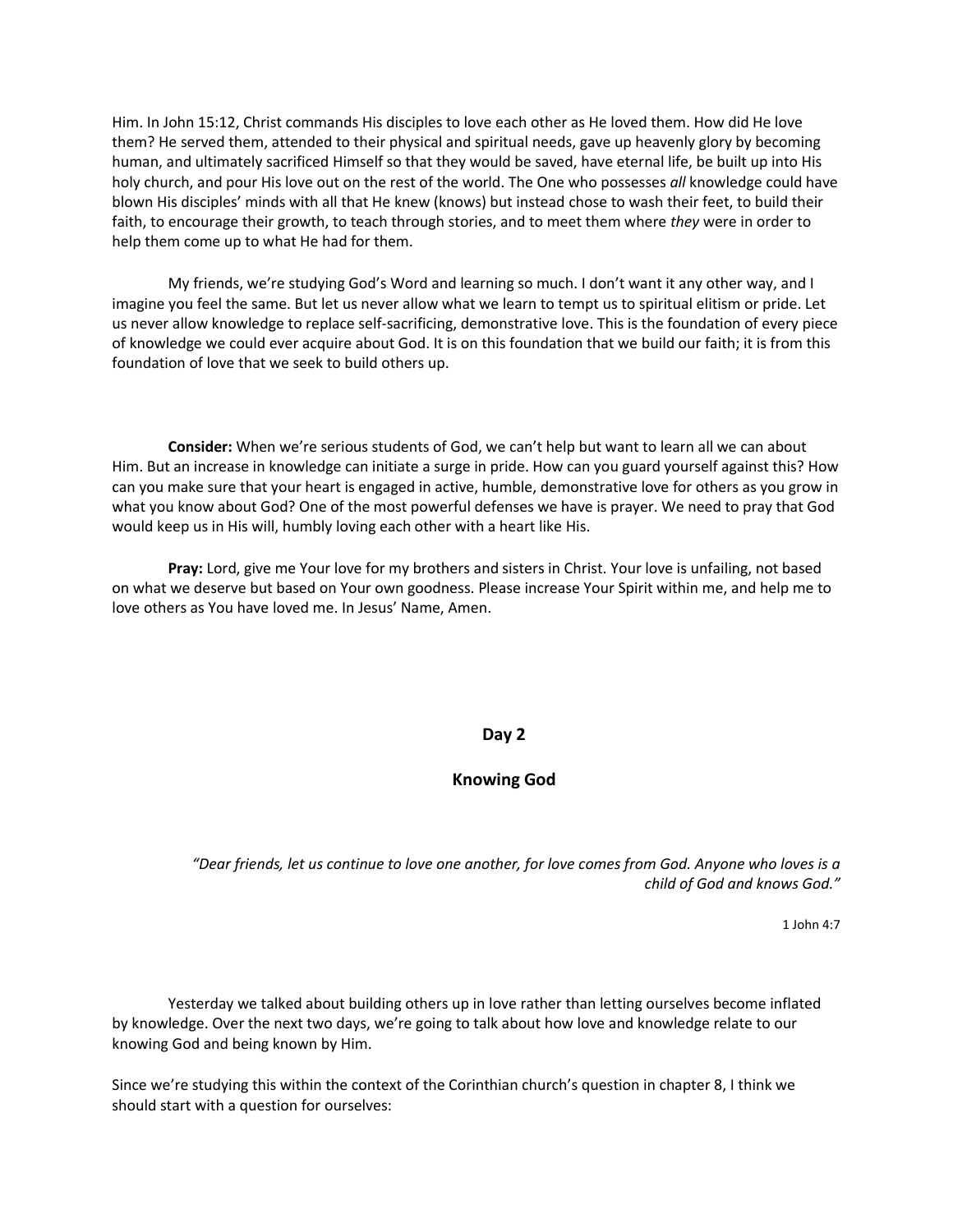Him. In John 15:12, Christ commands His disciples to love each other as He loved them. How did He love them? He served them, attended to their physical and spiritual needs, gave up heavenly glory by becoming human, and ultimately sacrificed Himself so that they would be saved, have eternal life, be built up into His holy church, and pour His love out on the rest of the world. The One who possesses *all* knowledge could have blown His disciples' minds with all that He knew (knows) but instead chose to wash their feet, to build their faith, to encourage their growth, to teach through stories, and to meet them where *they* were in order to help them come up to what He had for them.

My friends, we're studying God's Word and learning so much. I don't want it any other way, and I imagine you feel the same. But let us never allow what we learn to tempt us to spiritual elitism or pride. Let us never allow knowledge to replace self-sacrificing, demonstrative love. This is the foundation of every piece of knowledge we could ever acquire about God. It is on this foundation that we build our faith; it is from this foundation of love that we seek to build others up.

**Consider:** When we're serious students of God, we can't help but want to learn all we can about Him. But an increase in knowledge can initiate a surge in pride. How can you guard yourself against this? How can you make sure that your heart is engaged in active, humble, demonstrative love for others as you grow in what you know about God? One of the most powerful defenses we have is prayer. We need to pray that God would keep us in His will, humbly loving each other with a heart like His.

**Pray:** Lord, give me Your love for my brothers and sisters in Christ. Your love is unfailing, not based on what we deserve but based on Your own goodness. Please increase Your Spirit within me, and help me to love others as You have loved me. In Jesus' Name, Amen.

## Day 2

## Knowing God

*"Dear friends, let us continue to love one another, for love comes from God. Anyone who loves is a child of God and knows God."*

1 John 4:7

Yesterday we talked about building others up in love rather than letting ourselves become inflated by knowledge. Over the next two days, we're going to talk about how love and knowledge relate to our knowing God and being known by Him.

Since we're studying this within the context of the Corinthian church's question in chapter 8, I think we should start with a question for ourselves: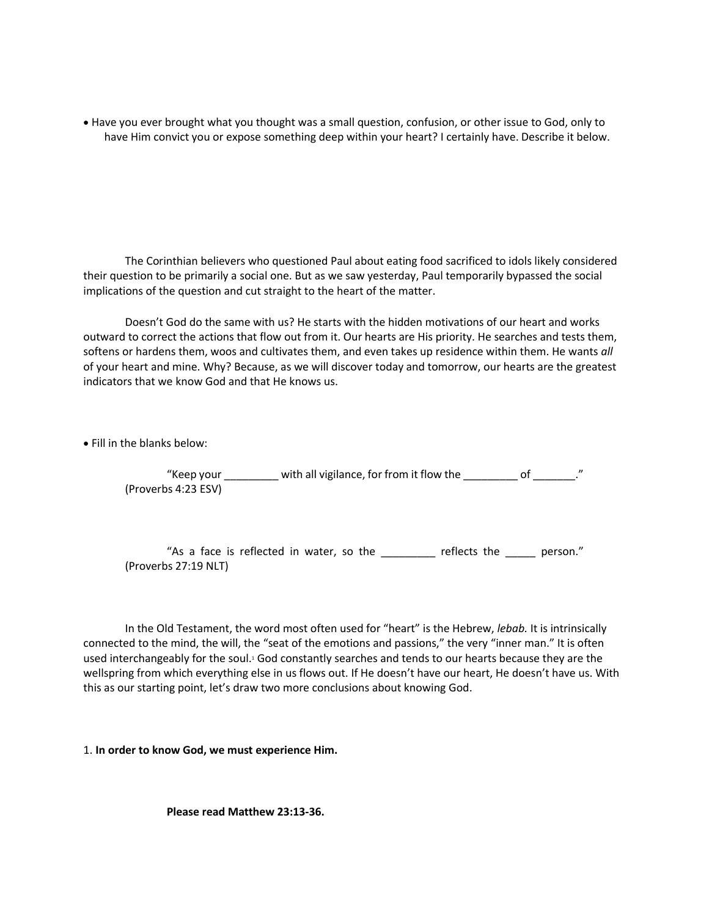- Have you ever brought what you thought was a small question, confusion, or other issue to God, only to have Him convict you or expose something deep within your heart? I certainly have. Describe it below.

The Corinthian believers who questioned Paul about eating food sacrificed to idols likely considered their question to be primarily a social one. But as we saw yesterday, Paul temporarily bypassed the social implications of the question and cut straight to the heart of the matter.

Doesn't God do the same with us? He starts with the hidden motivations of our heart and works outward to correct the actions that flow out from it. Our hearts are His priority. He searches and tests them, softens or hardens them, woos and cultivates them, and even takes up residence within them. He wants *all* of your heart and mine. Why? Because, as we will discover today and tomorrow, our hearts are the greatest indicators that we know God and that He knows us.

- Fill in the blanks below:

"Keep your _________ with all vigilance, for from it flow the _________ of _______."
(Proverbs 4:23 ESV)

"As a face is reflected in water, so the _________ reflects the _____ person."
(Proverbs 27:19 NLT)

In the Old Testament, the word most often used for "heart" is the Hebrew, *lebab.* It is intrinsically connected to the mind, the will, the "seat of the emotions and passions," the very "inner man." It is often used interchangeably for the soul.[1] God constantly searches and tends to our hearts because they are the wellspring from which everything else in us flows out. If He doesn't have our heart, He doesn't have us. With this as our starting point, let's draw two more conclusions about knowing God.

1. **In order to know God, we must experience Him.**

**Please read Matthew 23:13-36.**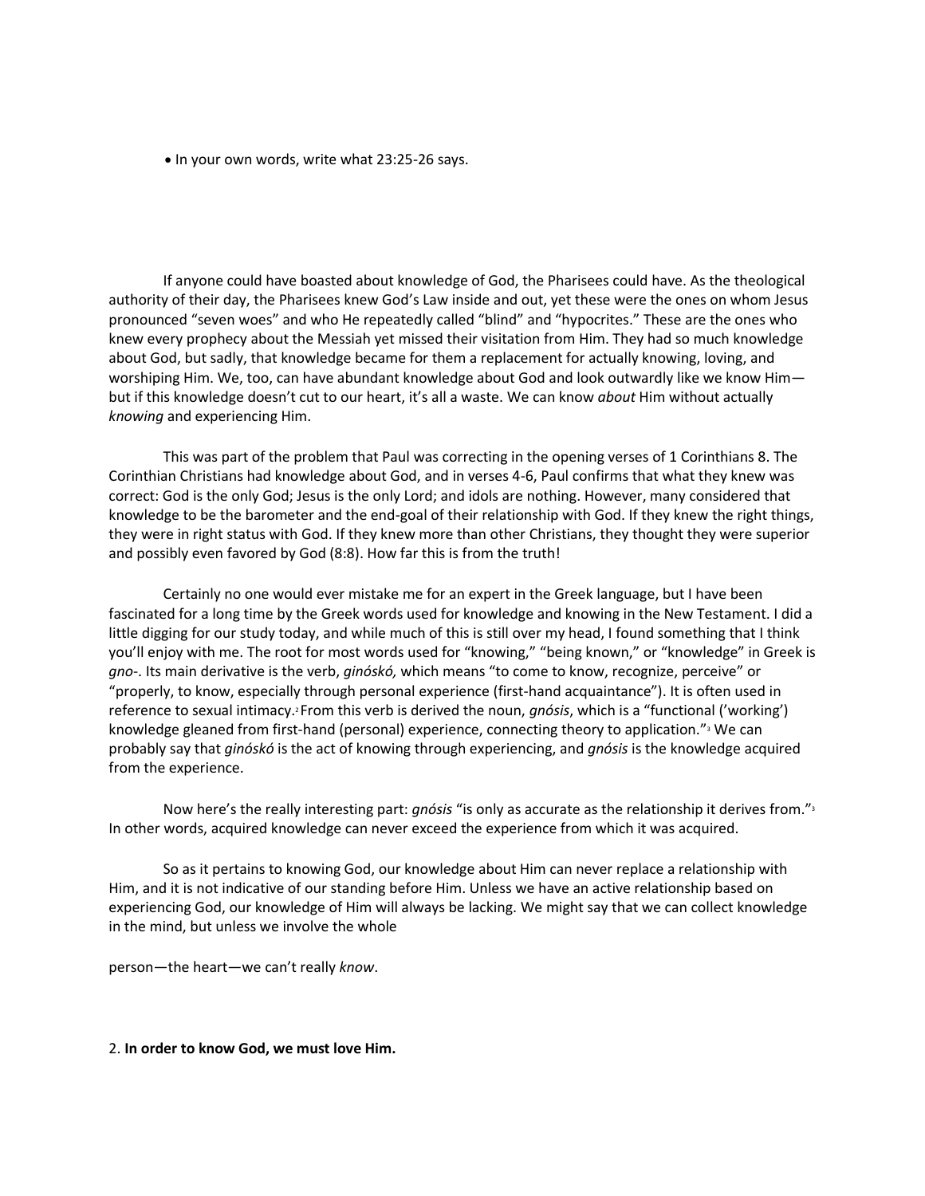- In your own words, write what 23:25-26 says.

If anyone could have boasted about knowledge of God, the Pharisees could have. As the theological authority of their day, the Pharisees knew God's Law inside and out, yet these were the ones on whom Jesus pronounced "seven woes" and who He repeatedly called "blind" and "hypocrites." These are the ones who knew every prophecy about the Messiah yet missed their visitation from Him. They had so much knowledge about God, but sadly, that knowledge became for them a replacement for actually knowing, loving, and worshiping Him. We, too, can have abundant knowledge about God and look outwardly like we know Him—but if this knowledge doesn't cut to our heart, it's all a waste. We can know *about* Him without actually *knowing* and experiencing Him.

This was part of the problem that Paul was correcting in the opening verses of 1 Corinthians 8. The Corinthian Christians had knowledge about God, and in verses 4-6, Paul confirms that what they knew was correct: God is the only God; Jesus is the only Lord; and idols are nothing. However, many considered that knowledge to be the barometer and the end-goal of their relationship with God. If they knew the right things, they were in right status with God. If they knew more than other Christians, they thought they were superior and possibly even favored by God (8:8). How far this is from the truth!

Certainly no one would ever mistake me for an expert in the Greek language, but I have been fascinated for a long time by the Greek words used for knowledge and knowing in the New Testament. I did a little digging for our study today, and while much of this is still over my head, I found something that I think you'll enjoy with me. The root for most words used for "knowing," "being known," or "knowledge" in Greek is *gno-*. Its main derivative is the verb, *ginóskó,* which means "to come to know, recognize, perceive" or "properly, to know, especially through personal experience (first-hand acquaintance"). It is often used in reference to sexual intimacy.[2] From this verb is derived the noun, *gnósis*, which is a "functional ('working') knowledge gleaned from first-hand (personal) experience, connecting theory to application."[3] We can probably say that *ginóskó* is the act of knowing through experiencing, and *gnósis* is the knowledge acquired from the experience.

Now here's the really interesting part: *gnósis* "is only as accurate as the relationship it derives from."[3] In other words, acquired knowledge can never exceed the experience from which it was acquired.

So as it pertains to knowing God, our knowledge about Him can never replace a relationship with Him, and it is not indicative of our standing before Him. Unless we have an active relationship based on experiencing God, our knowledge of Him will always be lacking. We might say that we can collect knowledge in the mind, but unless we involve the whole person—the heart—we can't really *know*.

2. **In order to know God, we must love Him.**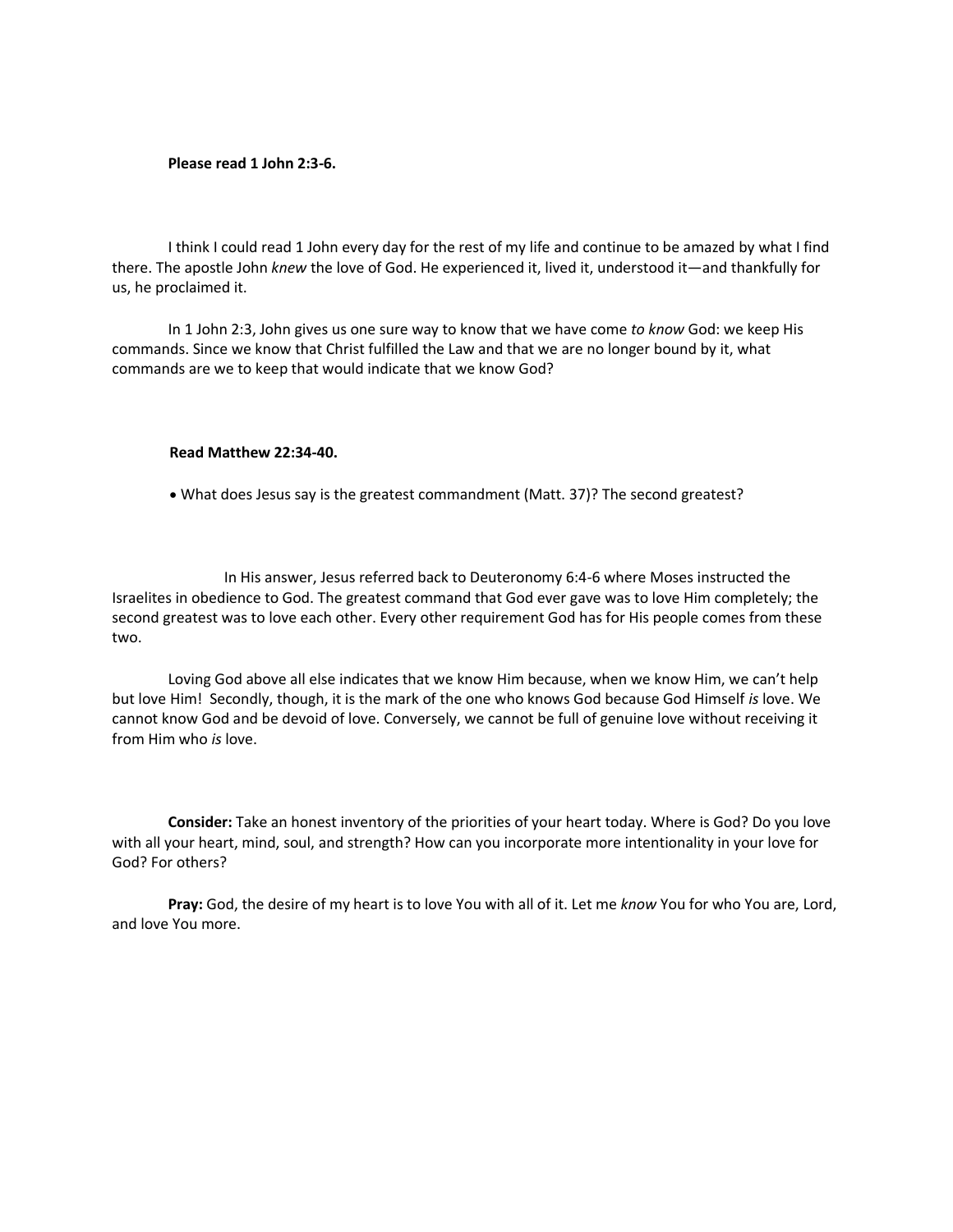**Please read 1 John 2:3-6.**

I think I could read 1 John every day for the rest of my life and continue to be amazed by what I find there. The apostle John *knew* the love of God. He experienced it, lived it, understood it—and thankfully for us, he proclaimed it.

In 1 John 2:3, John gives us one sure way to know that we have come *to know* God: we keep His commands. Since we know that Christ fulfilled the Law and that we are no longer bound by it, what commands are we to keep that would indicate that we know God?

**Read Matthew 22:34-40.**

- What does Jesus say is the greatest commandment (Matt. 37)? The second greatest?

In His answer, Jesus referred back to Deuteronomy 6:4-6 where Moses instructed the Israelites in obedience to God. The greatest command that God ever gave was to love Him completely; the second greatest was to love each other. Every other requirement God has for His people comes from these two.

Loving God above all else indicates that we know Him because, when we know Him, we can't help but love Him! Secondly, though, it is the mark of the one who knows God because God Himself *is* love. We cannot know God and be devoid of love. Conversely, we cannot be full of genuine love without receiving it from Him who *is* love.

**Consider:** Take an honest inventory of the priorities of your heart today. Where is God? Do you love with all your heart, mind, soul, and strength? How can you incorporate more intentionality in your love for God? For others?

**Pray:** God, the desire of my heart is to love You with all of it. Let me *know* You for who You are, Lord, and love You more.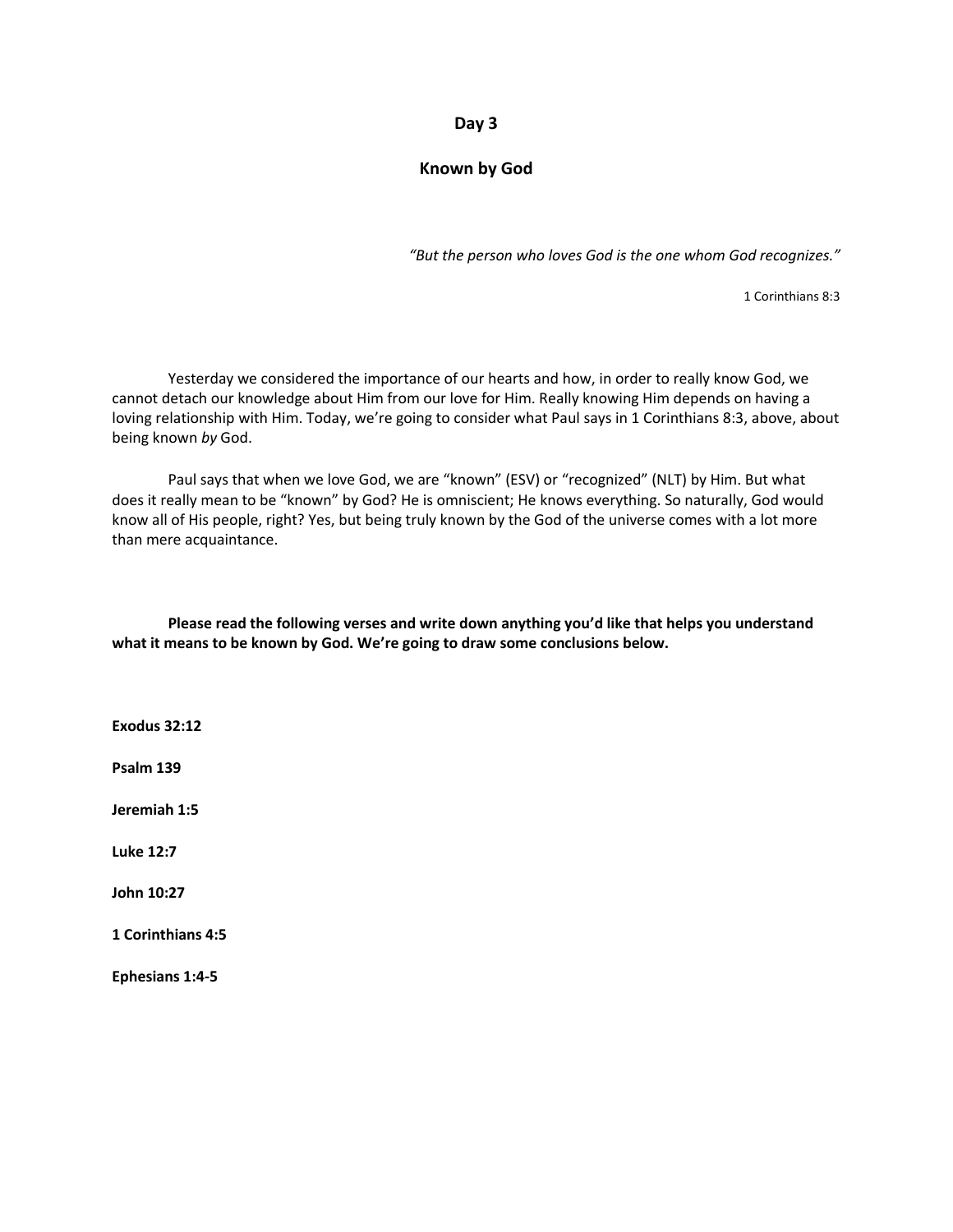## Day 3

## Known by God

*"But the person who loves God is the one whom God recognizes."*

1 Corinthians 8:3

Yesterday we considered the importance of our hearts and how, in order to really know God, we cannot detach our knowledge about Him from our love for Him. Really knowing Him depends on having a loving relationship with Him. Today, we're going to consider what Paul says in 1 Corinthians 8:3, above, about being known *by* God.

Paul says that when we love God, we are "known" (ESV) or "recognized" (NLT) by Him. But what does it really mean to be "known" by God? He is omniscient; He knows everything. So naturally, God would know all of His people, right? Yes, but being truly known by the God of the universe comes with a lot more than mere acquaintance.

**Please read the following verses and write down anything you'd like that helps you understand what it means to be known by God. We're going to draw some conclusions below.**

**Exodus 32:12**

**Psalm 139**

**Jeremiah 1:5**

**Luke 12:7**

**John 10:27**

**1 Corinthians 4:5**

**Ephesians 1:4-5**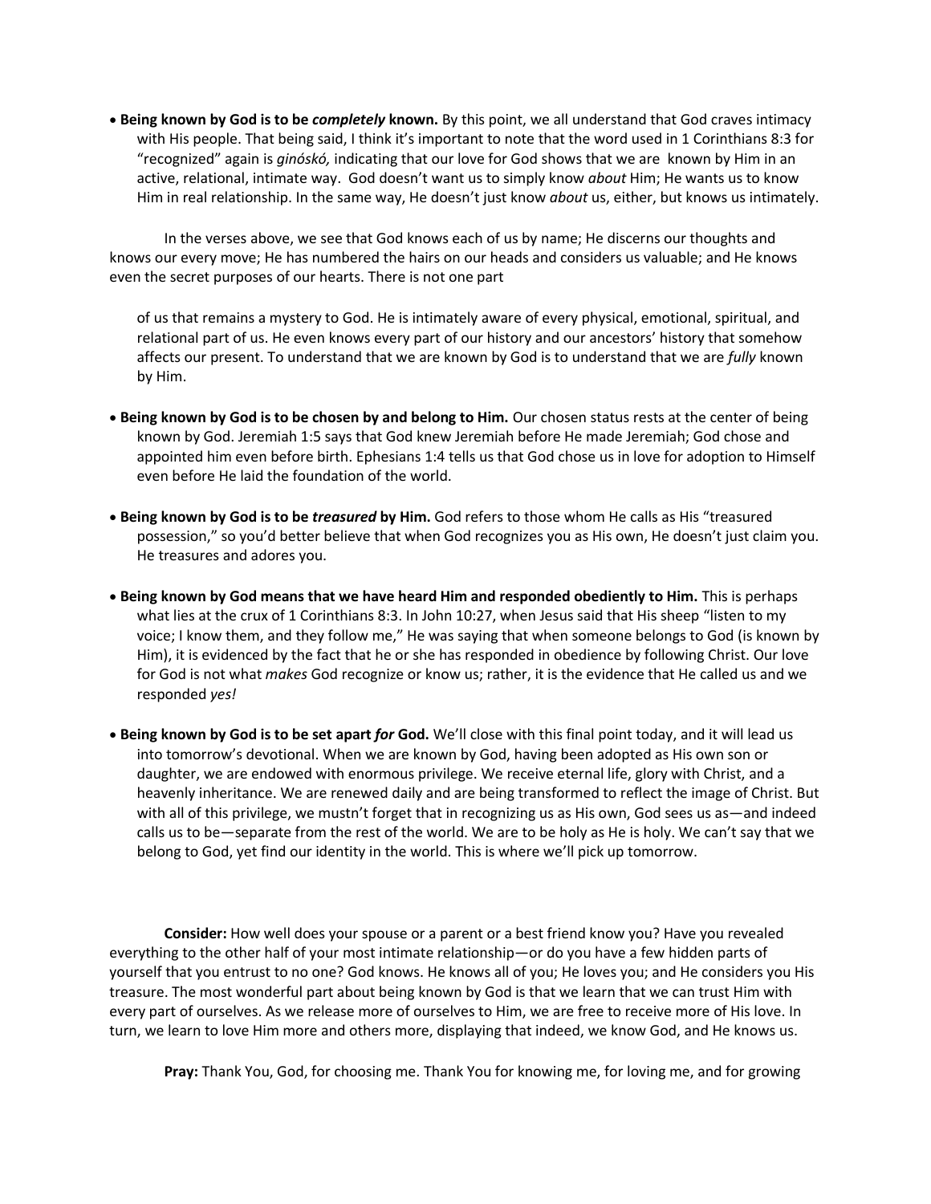- **Being known by God is to be *completely* known.** By this point, we all understand that God craves intimacy with His people. That being said, I think it's important to note that the word used in 1 Corinthians 8:3 for "recognized" again is *ginóskó,* indicating that our love for God shows that we are known by Him in an active, relational, intimate way. God doesn't want us to simply know *about* Him; He wants us to know Him in real relationship. In the same way, He doesn't just know *about* us, either, but knows us intimately.

In the verses above, we see that God knows each of us by name; He discerns our thoughts and knows our every move; He has numbered the hairs on our heads and considers us valuable; and He knows even the secret purposes of our hearts. There is not one part of us that remains a mystery to God. He is intimately aware of every physical, emotional, spiritual, and relational part of us. He even knows every part of our history and our ancestors' history that somehow affects our present. To understand that we are known by God is to understand that we are *fully* known by Him.

- **Being known by God is to be chosen by and belong to Him.** Our chosen status rests at the center of being known by God. Jeremiah 1:5 says that God knew Jeremiah before He made Jeremiah; God chose and appointed him even before birth. Ephesians 1:4 tells us that God chose us in love for adoption to Himself even before He laid the foundation of the world.

- **Being known by God is to be *treasured* by Him.** God refers to those whom He calls as His "treasured possession," so you'd better believe that when God recognizes you as His own, He doesn't just claim you. He treasures and adores you.

- **Being known by God means that we have heard Him and responded obediently to Him.** This is perhaps what lies at the crux of 1 Corinthians 8:3. In John 10:27, when Jesus said that His sheep "listen to my voice; I know them, and they follow me," He was saying that when someone belongs to God (is known by Him), it is evidenced by the fact that he or she has responded in obedience by following Christ. Our love for God is not what *makes* God recognize or know us; rather, it is the evidence that He called us and we responded *yes!*

- **Being known by God is to be set apart *for* God.** We'll close with this final point today, and it will lead us into tomorrow's devotional. When we are known by God, having been adopted as His own son or daughter, we are endowed with enormous privilege. We receive eternal life, glory with Christ, and a heavenly inheritance. We are renewed daily and are being transformed to reflect the image of Christ. But with all of this privilege, we mustn't forget that in recognizing us as His own, God sees us as—and indeed calls us to be—separate from the rest of the world. We are to be holy as He is holy. We can't say that we belong to God, yet find our identity in the world. This is where we'll pick up tomorrow.

**Consider:** How well does your spouse or a parent or a best friend know you? Have you revealed everything to the other half of your most intimate relationship—or do you have a few hidden parts of yourself that you entrust to no one? God knows. He knows all of you; He loves you; and He considers you His treasure. The most wonderful part about being known by God is that we learn that we can trust Him with every part of ourselves. As we release more of ourselves to Him, we are free to receive more of His love. In turn, we learn to love Him more and others more, displaying that indeed, we know God, and He knows us.

**Pray:** Thank You, God, for choosing me. Thank You for knowing me, for loving me, and for growing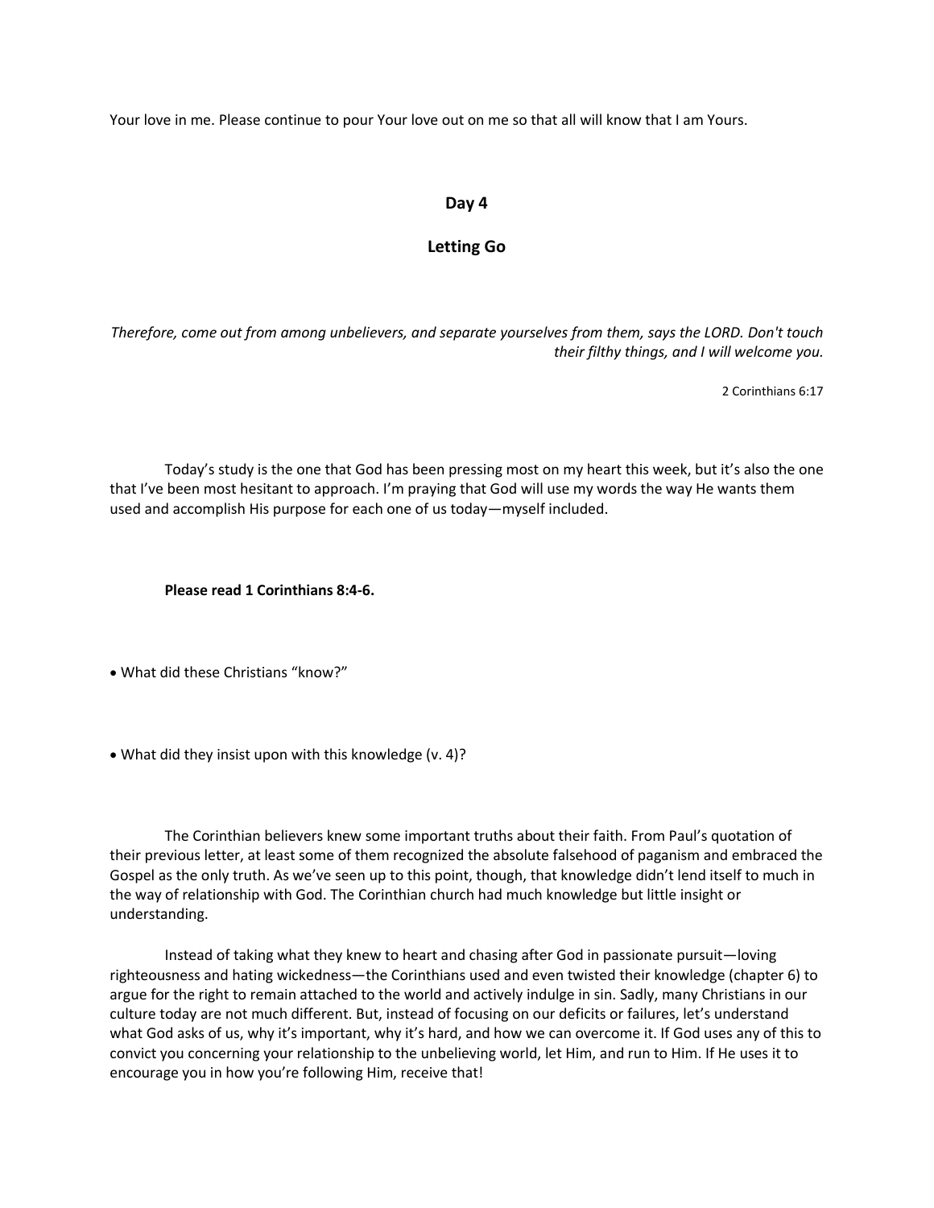Your love in me. Please continue to pour Your love out on me so that all will know that I am Yours.

## Day 4

## Letting Go

*Therefore, come out from among unbelievers, and separate yourselves from them, says the LORD. Don't touch their filthy things, and I will welcome you.*

2 Corinthians 6:17

Today's study is the one that God has been pressing most on my heart this week, but it's also the one that I've been most hesitant to approach. I'm praying that God will use my words the way He wants them used and accomplish His purpose for each one of us today—myself included.

**Please read 1 Corinthians 8:4-6.**

- What did these Christians "know?"

- What did they insist upon with this knowledge (v. 4)?

The Corinthian believers knew some important truths about their faith. From Paul's quotation of their previous letter, at least some of them recognized the absolute falsehood of paganism and embraced the Gospel as the only truth. As we've seen up to this point, though, that knowledge didn't lend itself to much in the way of relationship with God. The Corinthian church had much knowledge but little insight or understanding.

Instead of taking what they knew to heart and chasing after God in passionate pursuit—loving righteousness and hating wickedness—the Corinthians used and even twisted their knowledge (chapter 6) to argue for the right to remain attached to the world and actively indulge in sin. Sadly, many Christians in our culture today are not much different. But, instead of focusing on our deficits or failures, let's understand what God asks of us, why it's important, why it's hard, and how we can overcome it. If God uses any of this to convict you concerning your relationship to the unbelieving world, let Him, and run to Him. If He uses it to encourage you in how you're following Him, receive that!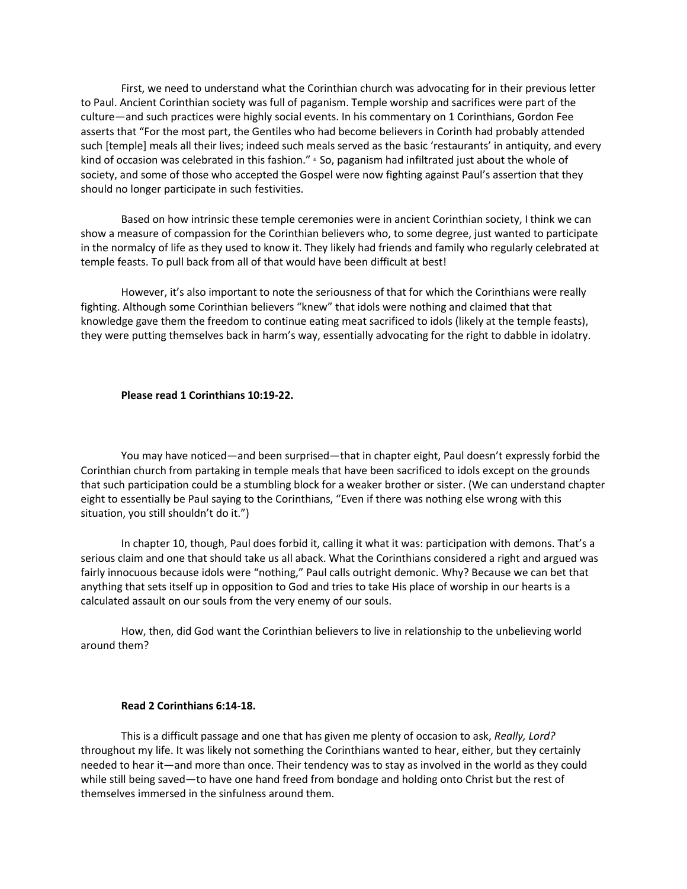First, we need to understand what the Corinthian church was advocating for in their previous letter to Paul. Ancient Corinthian society was full of paganism. Temple worship and sacrifices were part of the culture—and such practices were highly social events. In his commentary on 1 Corinthians, Gordon Fee asserts that "For the most part, the Gentiles who had become believers in Corinth had probably attended such [temple] meals all their lives; indeed such meals served as the basic 'restaurants' in antiquity, and every kind of occasion was celebrated in this fashion." [4] So, paganism had infiltrated just about the whole of society, and some of those who accepted the Gospel were now fighting against Paul's assertion that they should no longer participate in such festivities.

Based on how intrinsic these temple ceremonies were in ancient Corinthian society, I think we can show a measure of compassion for the Corinthian believers who, to some degree, just wanted to participate in the normalcy of life as they used to know it. They likely had friends and family who regularly celebrated at temple feasts. To pull back from all of that would have been difficult at best!

However, it's also important to note the seriousness of that for which the Corinthians were really fighting. Although some Corinthian believers "knew" that idols were nothing and claimed that that knowledge gave them the freedom to continue eating meat sacrificed to idols (likely at the temple feasts), they were putting themselves back in harm's way, essentially advocating for the right to dabble in idolatry.

**Please read 1 Corinthians 10:19-22.**

You may have noticed—and been surprised—that in chapter eight, Paul doesn't expressly forbid the Corinthian church from partaking in temple meals that have been sacrificed to idols except on the grounds that such participation could be a stumbling block for a weaker brother or sister. (We can understand chapter eight to essentially be Paul saying to the Corinthians, "Even if there was nothing else wrong with this situation, you still shouldn't do it.")

In chapter 10, though, Paul does forbid it, calling it what it was: participation with demons. That's a serious claim and one that should take us all aback. What the Corinthians considered a right and argued was fairly innocuous because idols were "nothing," Paul calls outright demonic. Why? Because we can bet that anything that sets itself up in opposition to God and tries to take His place of worship in our hearts is a calculated assault on our souls from the very enemy of our souls.

How, then, did God want the Corinthian believers to live in relationship to the unbelieving world around them?

**Read 2 Corinthians 6:14-18.**

This is a difficult passage and one that has given me plenty of occasion to ask, *Really, Lord?* throughout my life. It was likely not something the Corinthians wanted to hear, either, but they certainly needed to hear it—and more than once. Their tendency was to stay as involved in the world as they could while still being saved—to have one hand freed from bondage and holding onto Christ but the rest of themselves immersed in the sinfulness around them.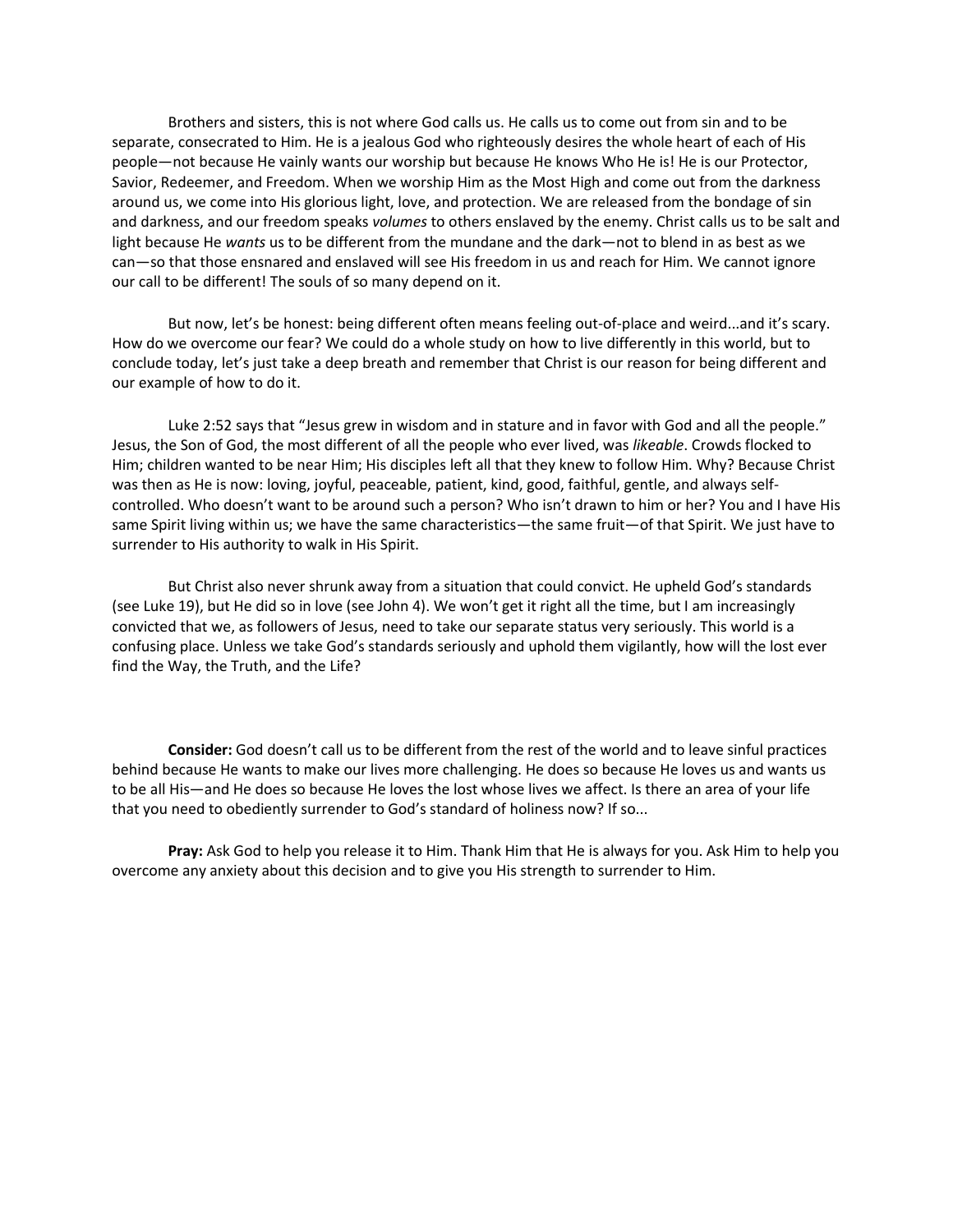Brothers and sisters, this is not where God calls us. He calls us to come out from sin and to be separate, consecrated to Him. He is a jealous God who righteously desires the whole heart of each of His people—not because He vainly wants our worship but because He knows Who He is! He is our Protector, Savior, Redeemer, and Freedom. When we worship Him as the Most High and come out from the darkness around us, we come into His glorious light, love, and protection. We are released from the bondage of sin and darkness, and our freedom speaks *volumes* to others enslaved by the enemy. Christ calls us to be salt and light because He *wants* us to be different from the mundane and the dark—not to blend in as best as we can—so that those ensnared and enslaved will see His freedom in us and reach for Him. We cannot ignore our call to be different! The souls of so many depend on it.

But now, let's be honest: being different often means feeling out-of-place and weird...and it's scary. How do we overcome our fear? We could do a whole study on how to live differently in this world, but to conclude today, let's just take a deep breath and remember that Christ is our reason for being different and our example of how to do it.

Luke 2:52 says that "Jesus grew in wisdom and in stature and in favor with God and all the people." Jesus, the Son of God, the most different of all the people who ever lived, was *likeable*. Crowds flocked to Him; children wanted to be near Him; His disciples left all that they knew to follow Him. Why? Because Christ was then as He is now: loving, joyful, peaceable, patient, kind, good, faithful, gentle, and always self-controlled. Who doesn't want to be around such a person? Who isn't drawn to him or her? You and I have His same Spirit living within us; we have the same characteristics—the same fruit—of that Spirit. We just have to surrender to His authority to walk in His Spirit.

But Christ also never shrunk away from a situation that could convict. He upheld God's standards (see Luke 19), but He did so in love (see John 4). We won't get it right all the time, but I am increasingly convicted that we, as followers of Jesus, need to take our separate status very seriously. This world is a confusing place. Unless we take God's standards seriously and uphold them vigilantly, how will the lost ever find the Way, the Truth, and the Life?

**Consider:** God doesn't call us to be different from the rest of the world and to leave sinful practices behind because He wants to make our lives more challenging. He does so because He loves us and wants us to be all His—and He does so because He loves the lost whose lives we affect. Is there an area of your life that you need to obediently surrender to God's standard of holiness now? If so...

**Pray:** Ask God to help you release it to Him. Thank Him that He is always for you. Ask Him to help you overcome any anxiety about this decision and to give you His strength to surrender to Him.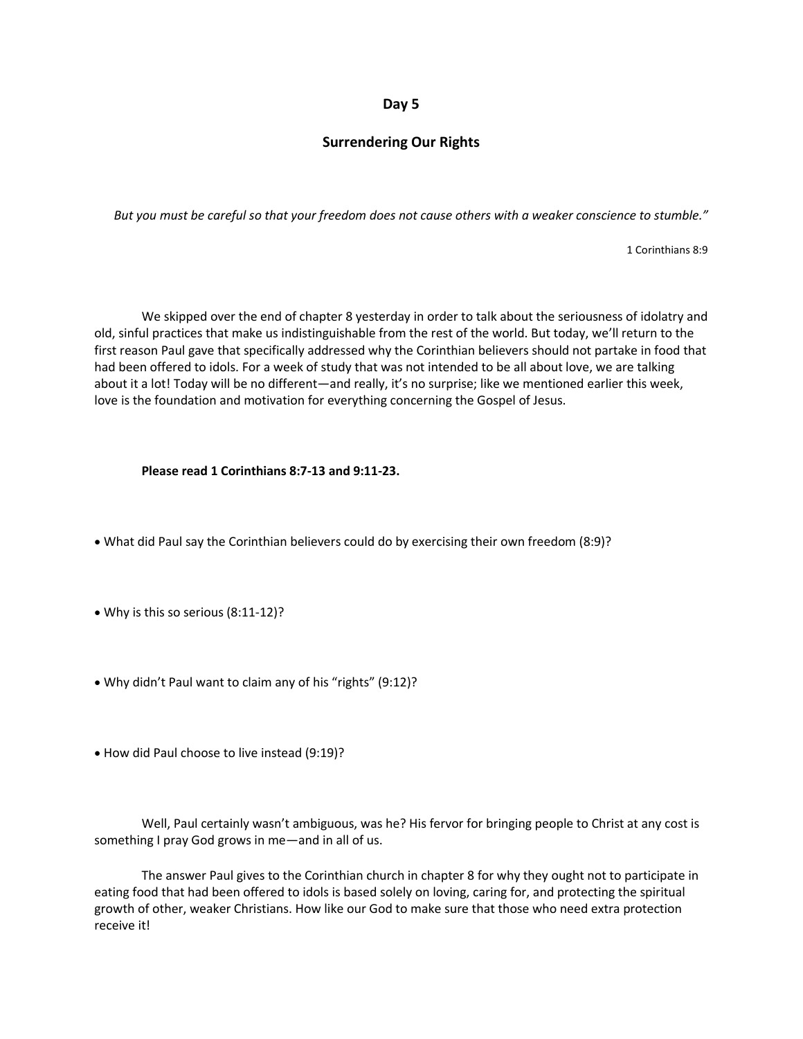## Day 5

## Surrendering Our Rights

*But you must be careful so that your freedom does not cause others with a weaker conscience to stumble."*

1 Corinthians 8:9

We skipped over the end of chapter 8 yesterday in order to talk about the seriousness of idolatry and old, sinful practices that make us indistinguishable from the rest of the world. But today, we'll return to the first reason Paul gave that specifically addressed why the Corinthian believers should not partake in food that had been offered to idols. For a week of study that was not intended to be all about love, we are talking about it a lot! Today will be no different—and really, it's no surprise; like we mentioned earlier this week, love is the foundation and motivation for everything concerning the Gospel of Jesus.

**Please read 1 Corinthians 8:7-13 and 9:11-23.**

- What did Paul say the Corinthian believers could do by exercising their own freedom (8:9)?

- Why is this so serious (8:11-12)?

- Why didn't Paul want to claim any of his "rights" (9:12)?

- How did Paul choose to live instead (9:19)?

Well, Paul certainly wasn't ambiguous, was he? His fervor for bringing people to Christ at any cost is something I pray God grows in me—and in all of us.

The answer Paul gives to the Corinthian church in chapter 8 for why they ought not to participate in eating food that had been offered to idols is based solely on loving, caring for, and protecting the spiritual growth of other, weaker Christians. How like our God to make sure that those who need extra protection receive it!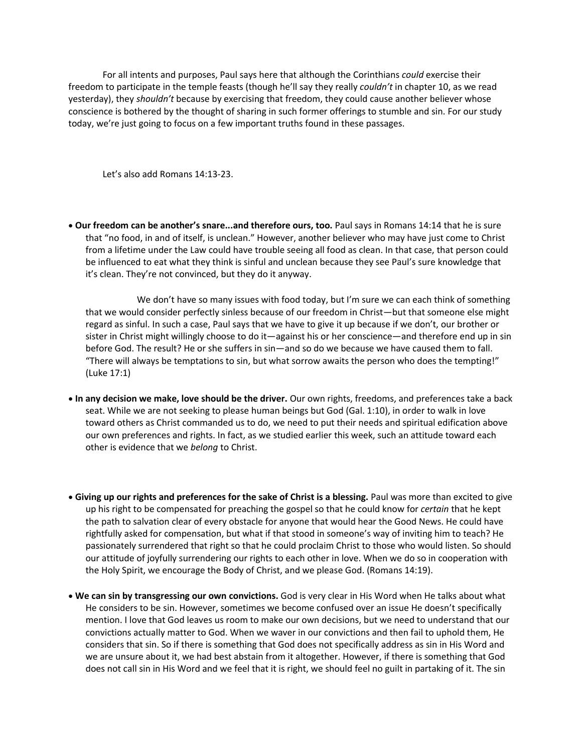For all intents and purposes, Paul says here that although the Corinthians *could* exercise their freedom to participate in the temple feasts (though he'll say they really *couldn't* in chapter 10, as we read yesterday), they *shouldn't* because by exercising that freedom, they could cause another believer whose conscience is bothered by the thought of sharing in such former offerings to stumble and sin. For our study today, we're just going to focus on a few important truths found in these passages.

Let's also add Romans 14:13-23.

- **Our freedom can be another's snare...and therefore ours, too.** Paul says in Romans 14:14 that he is sure that "no food, in and of itself, is unclean." However, another believer who may have just come to Christ from a lifetime under the Law could have trouble seeing all food as clean. In that case, that person could be influenced to eat what they think is sinful and unclean because they see Paul's sure knowledge that it's clean. They're not convinced, but they do it anyway.

  We don't have so many issues with food today, but I'm sure we can each think of something that we would consider perfectly sinless because of our freedom in Christ—but that someone else might regard as sinful. In such a case, Paul says that we have to give it up because if we don't, our brother or sister in Christ might willingly choose to do it—against his or her conscience—and therefore end up in sin before God. The result? He or she suffers in sin—and so do we because we have caused them to fall. "There will always be temptations to sin, but what sorrow awaits the person who does the tempting!" (Luke 17:1)

- **In any decision we make, love should be the driver.** Our own rights, freedoms, and preferences take a back seat. While we are not seeking to please human beings but God (Gal. 1:10), in order to walk in love toward others as Christ commanded us to do, we need to put their needs and spiritual edification above our own preferences and rights. In fact, as we studied earlier this week, such an attitude toward each other is evidence that we *belong* to Christ.

- **Giving up our rights and preferences for the sake of Christ is a blessing.** Paul was more than excited to give up his right to be compensated for preaching the gospel so that he could know for *certain* that he kept the path to salvation clear of every obstacle for anyone that would hear the Good News. He could have rightfully asked for compensation, but what if that stood in someone's way of inviting him to teach? He passionately surrendered that right so that he could proclaim Christ to those who would listen. So should our attitude of joyfully surrendering our rights to each other in love. When we do so in cooperation with the Holy Spirit, we encourage the Body of Christ, and we please God. (Romans 14:19).

- **We can sin by transgressing our own convictions.** God is very clear in His Word when He talks about what He considers to be sin. However, sometimes we become confused over an issue He doesn't specifically mention. I love that God leaves us room to make our own decisions, but we need to understand that our convictions actually matter to God. When we waver in our convictions and then fail to uphold them, He considers that sin. So if there is something that God does not specifically address as sin in His Word and we are unsure about it, we had best abstain from it altogether. However, if there is something that God does not call sin in His Word and we feel that it is right, we should feel no guilt in partaking of it. The sin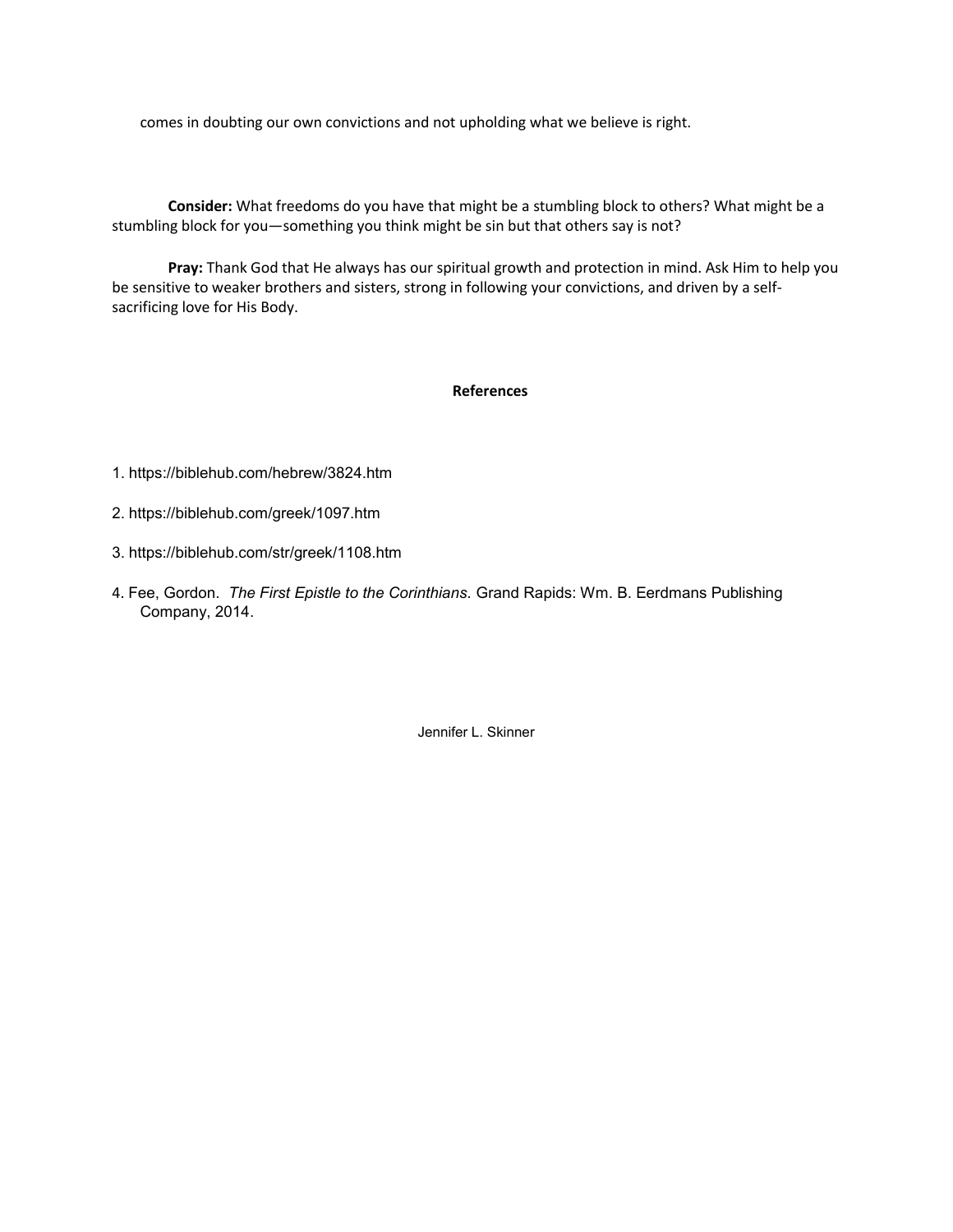comes in doubting our own convictions and not upholding what we believe is right.

**Consider:** What freedoms do you have that might be a stumbling block to others? What might be a stumbling block for you—something you think might be sin but that others say is not?

**Pray:** Thank God that He always has our spiritual growth and protection in mind. Ask Him to help you be sensitive to weaker brothers and sisters, strong in following your convictions, and driven by a self-sacrificing love for His Body.

**References**

1. https://biblehub.com/hebrew/3824.htm

2. https://biblehub.com/greek/1097.htm

3. https://biblehub.com/str/greek/1108.htm

4. Fee, Gordon. *The First Epistle to the Corinthians*. Grand Rapids: Wm. B. Eerdmans Publishing Company, 2014.

Jennifer L. Skinner